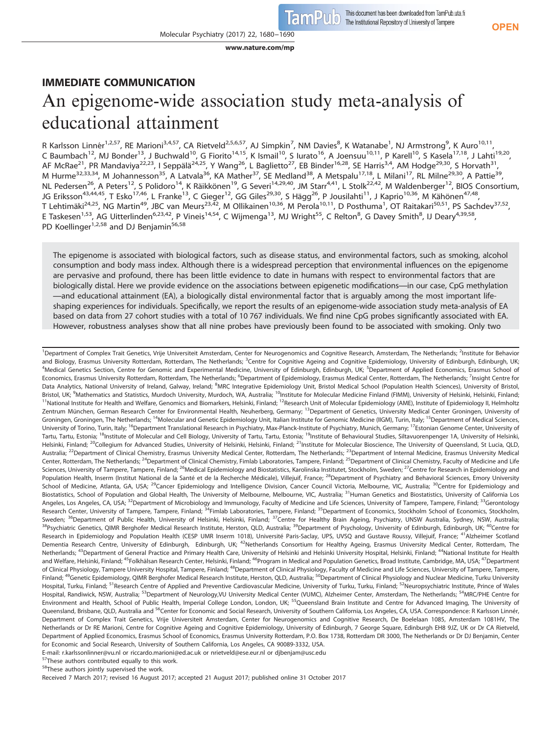IMMEDIATE COMMUNICATION

# An epigenome-wide association study meta-analysis of educational attainment

R Karlsson Linnér[1,2,57], RE Marioni[3,4,57], CA Rietveld[2,5,6,57], AJ Simpkin[7], NM Davies[8], K Watanabe[1], NJ Armstrong[9], K Auro[10,11], C Baumbach[12], MJ Bonder[13], J Buchwald[10], G Fiorito[14,15], K Ismail[10], S Iurato[16], A Joensuu[10,11], P Karell[10], S Kasela[17,18], J Lahti[19,20], AF McRae[21], PR Mandaviya[22,23], I Seppälä[24,25], Y Wang[26], L Baglietto[27], EB Binder[16,28], SE Harris[3,4], AM Hodge[29,30], S Horvath[31], M Hurme[32,33,34], M Johannesson[35], A Latvala[36], KA Mather[37], SE Medland[38], A Metspalu[17,18], L Milani[17], RL Milne[29,30], A Pattie[39], NL Pedersen[26], A Peters[12], S Polidoro[14], K Räikkönen[19], G Severi[14,29,40], JM Starr[4,41], L Stolk[22,42], M Waldenberger[12], BIOS Consortium, JG Eriksson[43,44,45], T Esko[17,46], L Franke[13], C Gieger[12], GG Giles[29,30], S Hägg[26], P Jousilahti[11], J Kaprio[10,36], M Kähönen[47,48], T Lehtimäki[24,25], NG Martin[49], JBC van Meurs[23,42], M Ollikainen[10,36], M Perola[10,11], D Posthuma[1], OT Raitakari[50,51], PS Sachdev[37,52], E Taskesen[1,53], AG Uitterlinden[6,23,42], P Vineis[14,54], C Wijmenga[13], MJ Wright[55], C Relton[8], G Davey Smith[8], IJ Deary[4,39,58], PD Koellinger[1,2,58] and DJ Benjamin[56,58]

The epigenome is associated with biological factors, such as disease status, and environmental factors, such as smoking, alcohol consumption and body mass index. Although there is a widespread perception that environmental influences on the epigenome are pervasive and profound, there has been little evidence to date in humans with respect to environmental factors that are biologically distal. Here we provide evidence on the associations between epigenetic modifications—in our case, CpG methylation—and educational attainment (EA), a biologically distal environmental factor that is arguably among the most important life-shaping experiences for individuals. Specifically, we report the results of an epigenome-wide association study meta-analysis of EA based on data from 27 cohort studies with a total of 10 767 individuals. We find nine CpG probes significantly associated with EA. However, robustness analyses show that all nine probes have previously been found to be associated with smoking. Only two

[1]Department of Complex Trait Genetics, Vrije Universiteit Amsterdam, Center for Neurogenomics and Cognitive Research, Amsterdam, The Netherlands; [2]Institute for Behavior and Biology, Erasmus University Rotterdam, Rotterdam, The Netherlands; [3]Centre for Cognitive Ageing and Cognitive Epidemiology, University of Edinburgh, Edinburgh, UK; [4]Medical Genetics Section, Centre for Genomic and Experimental Medicine, University of Edinburgh, Edinburgh, UK; [5]Department of Applied Economics, Erasmus School of Economics, Erasmus University Rotterdam, Rotterdam, The Netherlands; [6]Department of Epidemiology, Erasmus Medical Center, Rotterdam, The Netherlands; [7]Insight Centre for Data Analytics, National University of Ireland, Galway, Ireland; [8]MRC Integrative Epidemiology Unit, Bristol Medical School (Population Health Sciences), University of Bristol, Bristol, UK; [9]Mathematics and Statistics, Murdoch University, Murdoch, WA, Australia; [10]Institute for Molecular Medicine Finland (FIMM), University of Helsinki, Helsinki, Finland; [11]National Institute for Health and Welfare, Genomics and Biomarkers, Helsinki, Finland; [12]Research Unit of Molecular Epidemiology (AME), Institute of Epidemiology II, Helmholtz Zentrum München, German Research Center for Environmental Health, Neuherberg, Germany; [13]Department of Genetics, University Medical Center Groningen, University of Groningen, Groningen, The Netherlands; [14]Molecular and Genetic Epidemiology Unit, Italian Institute for Genomic Medicine (IIGM), Turin, Italy; [15]Department of Medical Sciences, University of Torino, Turin, Italy; [16]Department Translational Research in Psychiatry, Max-Planck-Institute of Psychiatry, Munich, Germany; [17]Estonian Genome Center, University of Tartu, Tartu, Estonia; [18]Institute of Molecular and Cell Biology, University of Tartu, Tartu, Estonia; [19]Institute of Behavioural Studies, Siltavuorenpenger 1A, University of Helsinki, Helsinki, Finland; [20]Collegium for Advanced Studies, University of Helsinki, Helsinki, Finland; [21]Institute for Molecular Bioscience, The University of Queensland, St Lucia, QLD, Australia; [22]Department of Clinical Chemistry, Erasmus University Medical Center, Rotterdam, The Netherlands; [23]Department of Internal Medicine, Erasmus University Medical Center, Rotterdam, The Netherlands; [24]Department of Clinical Chemistry, Fimlab Laboratories, Tampere, Finland; [25]Department of Clinical Chemistry, Faculty of Medicine and Life Sciences, University of Tampere, Tampere, Finland; [26]Medical Epidemiology and Biostatistics, Karolinska Institutet, Stockholm, Sweden; [27]Centre for Research in Epidemiology and Population Health, Inserm (Institut National de la Santé et de la Recherche Médicale), Villejuif, France; [28]Department of Psychiatry and Behavioral Sciences, Emory University School of Medicine, Atlanta, GA, USA; [29]Cancer Epidemiology and Intelligence Division, Cancer Council Victoria, Melbourne, VIC, Australia; [30]Centre for Epidemiology and Biostatistics, School of Population and Global Health, The University of Melbourne, Melbourne, VIC, Australia; [31]Human Genetics and Biostatistics, University of California Los Angeles, Los Angeles, CA, USA; [32]Department of Microbiology and Immunology, Faculty of Medicine and Life Sciences, University of Tampere, Tampere, Finland; [33]Gerontology Research Center, University of Tampere, Tampere, Finland; [34]Fimlab Laboratories, Tampere, Finland; [35]Department of Economics, Stockholm School of Economics, Stockholm, Sweden; [36]Department of Public Health, University of Helsinki, Helsinki, Finland; [37]Centre for Healthy Brain Ageing, Psychiatry, UNSW Australia, Sydney, NSW, Australia; [38]Psychiatric Genetics, QIMR Berghofer Medical Research Institute, Herston, QLD, Australia; [39]Department of Psychology, University of Edinburgh, Edinburgh, UK; [40]Centre for Research in Epidemiology and Population Health (CESP UMR Inserm 1018), Université Paris-Saclay, UPS, UVSQ and Gustave Roussy, Villejuif, France; [41]Alzheimer Scotland Dementia Research Centre, University of Edinburgh, Edinburgh, UK; [42]Netherlands Consortium for Healthy Ageing, Erasmus University Medical Center, Rotterdam, The Netherlands; [43]Department of General Practice and Primary Health Care, University of Helsinki and Helsinki University Hospital, Helsinki, Finland; [44]National Institute for Health and Welfare, Helsinki, Finland; [45]Folkhälsan Research Center, Helsinki, Finland; [46]Program in Medical and Population Genetics, Broad Institute, Cambridge, MA, USA; [47]Department of Clinical Physiology, Tampere University Hospital, Tampere, Finland; [48]Department of Clinical Physiology, Faculty of Medicine and Life Sciences, University of Tampere, Tampere, Finland; [49]Genetic Epidemiology, QIMR Berghofer Medical Research Institute, Herston, QLD, Australia; [50]Department of Clinical Physiology and Nuclear Medicine, Turku University Hospital, Turku, Finland; [51]Research Centre of Applied and Preventive Cardiovascular Medicine, University of Turku, Turku, Finland; [52]Neuropsychiatric Institute, Prince of Wales Hospital, Randwick, NSW, Australia; [53]Department of Neurology,VU University Medical Center (VUMC), Alzheimer Center, Amsterdam, The Netherlands; [54]MRC/PHE Centre for Environment and Health, School of Public Health, Imperial College London, London, UK; [55]Queensland Brain Institute and Centre for Advanced Imaging, The University of Queensland, Brisbane, QLD, Australia and [56]Center for Economic and Social Research, University of Southern California, Los Angeles, CA, USA. Correspondence: R Karlsson Linnér, Department of Complex Trait Genetics, Vrije Universiteit Amsterdam, Center for Neurogenomics and Cognitive Research, De Boelelaan 1085, Amsterdam 1081HV, The Netherlands or Dr RE Marioni, Centre for Cognitive Ageing and Cognitive Epidemiology, University of Edinburgh, 7 George Square, Edinburgh EH8 9JZ, UK or Dr CA Rietveld, Department of Applied Economics, Erasmus School of Economics, Erasmus University Rotterdam, P.O. Box 1738, Rotterdam DR 3000, The Netherlands or Dr DJ Benjamin, Center for Economic and Social Research, University of Southern California, Los Angeles, CA 90089-3332, USA.
E-mail: r.karlssonlinner@vu.nl or riccardo.marioni@ed.ac.uk or nrietveld@ese.eur.nl or djbenjam@usc.edu
[57]These authors contributed equally to this work.
[58]These authors jointly supervised the work.
Received 7 March 2017; revised 16 August 2017; accepted 21 August 2017; published online 31 October 2017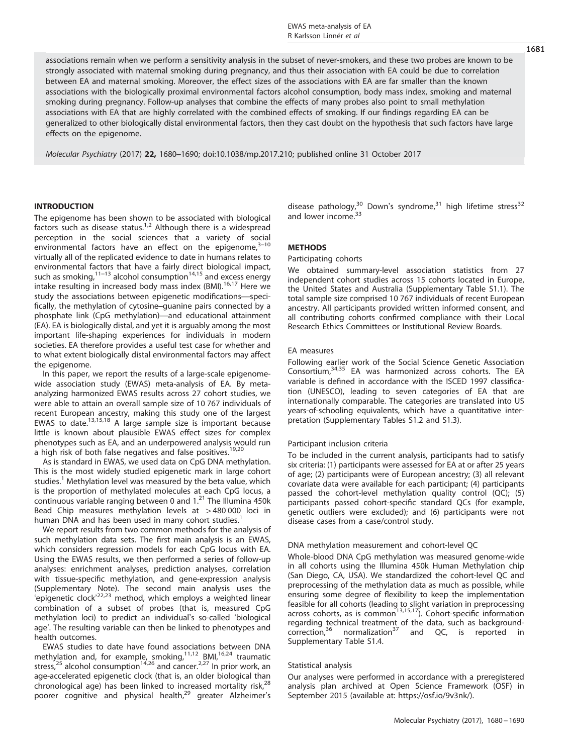associations remain when we perform a sensitivity analysis in the subset of never-smokers, and these two probes are known to be strongly associated with maternal smoking during pregnancy, and thus their association with EA could be due to correlation between EA and maternal smoking. Moreover, the effect sizes of the associations with EA are far smaller than the known associations with the biologically proximal environmental factors alcohol consumption, body mass index, smoking and maternal smoking during pregnancy. Follow-up analyses that combine the effects of many probes also point to small methylation associations with EA that are highly correlated with the combined effects of smoking. If our findings regarding EA can be generalized to other biologically distal environmental factors, then they cast doubt on the hypothesis that such factors have large effects on the epigenome.

*Molecular Psychiatry* (2017) **22,** 1680–1690; doi:10.1038/mp.2017.210; published online 31 October 2017

## INTRODUCTION

The epigenome has been shown to be associated with biological factors such as disease status.[1,2] Although there is a widespread perception in the social sciences that a variety of social environmental factors have an effect on the epigenome,[3–10] virtually all of the replicated evidence to date in humans relates to environmental factors that have a fairly direct biological impact, such as smoking,[11–13] alcohol consumption[14,15] and excess energy intake resulting in increased body mass index (BMI).[16,17] Here we study the associations between epigenetic modifications—specifically, the methylation of cytosine–guanine pairs connected by a phosphate link (CpG methylation)—and educational attainment (EA). EA is biologically distal, and yet it is arguably among the most important life-shaping experiences for individuals in modern societies. EA therefore provides a useful test case for whether and to what extent biologically distal environmental factors may affect the epigenome.

In this paper, we report the results of a large-scale epigenome-wide association study (EWAS) meta-analysis of EA. By meta-analyzing harmonized EWAS results across 27 cohort studies, we were able to attain an overall sample size of 10 767 individuals of recent European ancestry, making this study one of the largest EWAS to date.[13,15,18] A large sample size is important because little is known about plausible EWAS effect sizes for complex phenotypes such as EA, and an underpowered analysis would run a high risk of both false negatives and false positives.[19,20]

As is standard in EWAS, we used data on CpG DNA methylation. This is the most widely studied epigenetic mark in large cohort studies.[1] Methylation level was measured by the beta value, which is the proportion of methylated molecules at each CpG locus, a continuous variable ranging between 0 and 1.[21] The Illumina 450k Bead Chip measures methylation levels at >480 000 loci in human DNA and has been used in many cohort studies.[1]

We report results from two common methods for the analysis of such methylation data sets. The first main analysis is an EWAS, which considers regression models for each CpG locus with EA. Using the EWAS results, we then performed a series of follow-up analyses: enrichment analyses, prediction analyses, correlation with tissue-specific methylation, and gene-expression analysis (Supplementary Note). The second main analysis uses the 'epigenetic clock'[22,23] method, which employs a weighted linear combination of a subset of probes (that is, measured CpG methylation loci) to predict an individual's so-called 'biological age'. The resulting variable can then be linked to phenotypes and health outcomes.

EWAS studies to date have found associations between DNA methylation and, for example, smoking,[11,12] BMI,[16,24] traumatic stress,[25] alcohol consumption[14,26] and cancer.[2,27] In prior work, an age-accelerated epigenetic clock (that is, an older biological than chronological age) has been linked to increased mortality risk,[28] poorer cognitive and physical health,[29] greater Alzheimer's disease pathology,[30] Down's syndrome,[31] high lifetime stress[32] and lower income.[33]

## METHODS

### Participating cohorts

We obtained summary-level association statistics from 27 independent cohort studies across 15 cohorts located in Europe, the United States and Australia (Supplementary Table S1.1). The total sample size comprised 10 767 individuals of recent European ancestry. All participants provided written informed consent, and all contributing cohorts confirmed compliance with their Local Research Ethics Committees or Institutional Review Boards.

### EA measures

Following earlier work of the Social Science Genetic Association Consortium,[34,35] EA was harmonized across cohorts. The EA variable is defined in accordance with the ISCED 1997 classification (UNESCO), leading to seven categories of EA that are internationally comparable. The categories are translated into US years-of-schooling equivalents, which have a quantitative interpretation (Supplementary Tables S1.2 and S1.3).

### Participant inclusion criteria

To be included in the current analysis, participants had to satisfy six criteria: (1) participants were assessed for EA at or after 25 years of age; (2) participants were of European ancestry; (3) all relevant covariate data were available for each participant; (4) participants passed the cohort-level methylation quality control (QC); (5) participants passed cohort-specific standard QCs (for example, genetic outliers were excluded); and (6) participants were not disease cases from a case/control study.

### DNA methylation measurement and cohort-level QC

Whole-blood DNA CpG methylation was measured genome-wide in all cohorts using the Illumina 450k Human Methylation chip (San Diego, CA, USA). We standardized the cohort-level QC and preprocessing of the methylation data as much as possible, while ensuring some degree of flexibility to keep the implementation feasible for all cohorts (leading to slight variation in preprocessing across cohorts, as is common[13,15,17]). Cohort-specific information regarding technical treatment of the data, such as background-correction,[36] normalization[37] and QC, is reported in Supplementary Table S1.4.

### Statistical analysis

Our analyses were performed in accordance with a preregistered analysis plan archived at Open Science Framework (OSF) in September 2015 (available at: https://osf.io/9v3nk/).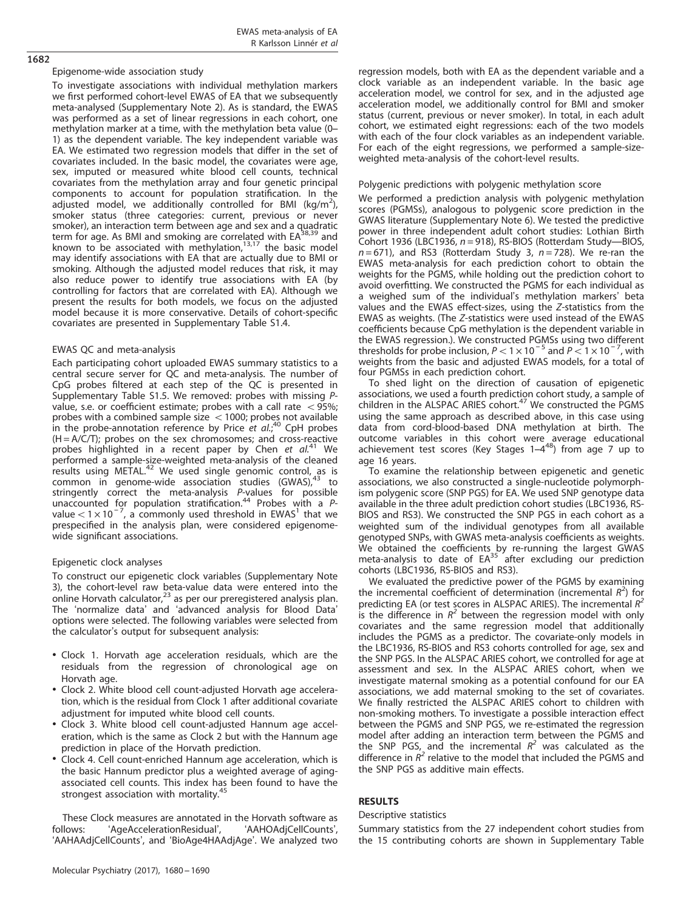### Epigenome-wide association study

To investigate associations with individual methylation markers we first performed cohort-level EWAS of EA that we subsequently meta-analysed (Supplementary Note 2). As is standard, the EWAS was performed as a set of linear regressions in each cohort, one methylation marker at a time, with the methylation beta value (0–1) as the dependent variable. The key independent variable was EA. We estimated two regression models that differ in the set of covariates included. In the basic model, the covariates were age, sex, imputed or measured white blood cell counts, technical covariates from the methylation array and four genetic principal components to account for population stratification. In the adjusted model, we additionally controlled for BMI (kg/m$^2$), smoker status (three categories: current, previous or never smoker), an interaction term between age and sex and a quadratic term for age. As BMI and smoking are correlated with EA[38,39] and known to be associated with methylation,[13,17] the basic model may identify associations with EA that are actually due to BMI or smoking. Although the adjusted model reduces that risk, it may also reduce power to identify true associations with EA (by controlling for factors that are correlated with EA). Although we present the results for both models, we focus on the adjusted model because it is more conservative. Details of cohort-specific covariates are presented in Supplementary Table S1.4.

### EWAS QC and meta-analysis

Each participating cohort uploaded EWAS summary statistics to a central secure server for QC and meta-analysis. The number of CpG probes filtered at each step of the QC is presented in Supplementary Table S1.5. We removed: probes with missing *P*-value, s.e. or coefficient estimate; probes with a call rate $< 95\%$; probes with a combined sample size $< 1000$; probes not available in the probe-annotation reference by Price *et al.*;[40] CpH probes (H = A/C/T); probes on the sex chromosomes; and cross-reactive probes highlighted in a recent paper by Chen *et al.*[41] We performed a sample-size-weighted meta-analysis of the cleaned results using METAL.[42] We used single genomic control, as is common in genome-wide association studies (GWAS),[43] to stringently correct the meta-analysis *P*-values for possible unaccounted for population stratification.[44] Probes with a *P*-value $< 1 \times 10^{-7}$, a commonly used threshold in EWAS[1] that we prespecified in the analysis plan, were considered epigenome-wide significant associations.

### Epigenetic clock analyses

To construct our epigenetic clock variables (Supplementary Note 3), the cohort-level raw beta-value data were entered into the online Horvath calculator,[23] as per our preregistered analysis plan. The 'normalize data' and 'advanced analysis for Blood Data' options were selected. The following variables were selected from the calculator's output for subsequent analysis:

- Clock 1. Horvath age acceleration residuals, which are the residuals from the regression of chronological age on Horvath age.
- Clock 2. White blood cell count-adjusted Horvath age acceleration, which is the residual from Clock 1 after additional covariate adjustment for imputed white blood cell counts.
- Clock 3. White blood cell count-adjusted Hannum age acceleration, which is the same as Clock 2 but with the Hannum age prediction in place of the Horvath prediction.
- Clock 4. Cell count-enriched Hannum age acceleration, which is the basic Hannum predictor plus a weighted average of aging-associated cell counts. This index has been found to have the strongest association with mortality.[45]

These Clock measures are annotated in the Horvath software as follows: 'AgeAccelerationResidual', 'AAHOAdjCellCounts', 'AAHAAdjCellCounts', and 'BioAge4HAAdjAge'. We analyzed two regression models, both with EA as the dependent variable and a clock variable as an independent variable. In the basic age acceleration model, we control for sex, and in the adjusted age acceleration model, we additionally control for BMI and smoker status (current, previous or never smoker). In total, in each adult cohort, we estimated eight regressions: each of the two models with each of the four clock variables as an independent variable. For each of the eight regressions, we performed a sample-size-weighted meta-analysis of the cohort-level results.

### Polygenic predictions with polygenic methylation score

We performed a prediction analysis with polygenic methylation scores (PGMSs), analogous to polygenic score prediction in the GWAS literature (Supplementary Note 6). We tested the predictive power in three independent adult cohort studies: Lothian Birth Cohort 1936 (LBC1936, $n = 918$), RS-BIOS (Rotterdam Study—BIOS, $n = 671$), and RS3 (Rotterdam Study 3, $n = 728$). We re-ran the EWAS meta-analysis for each prediction cohort to obtain the weights for the PGMS, while holding out the prediction cohort to avoid overfitting. We constructed the PGMS for each individual as a weighed sum of the individual's methylation markers' beta values and the EWAS effect-sizes, using the *Z*-statistics from the EWAS as weights. (The *Z*-statistics were used instead of the EWAS coefficients because CpG methylation is the dependent variable in the EWAS regression.) We constructed PGMSs using two different thresholds for probe inclusion, $P < 1 \times 10^{-5}$ and $P < 1 \times 10^{-7}$, with weights from the basic and adjusted EWAS models, for a total of four PGMSs in each prediction cohort.

To shed light on the direction of causation of epigenetic associations, we used a fourth prediction cohort study, a sample of children in the ALSPAC ARIES cohort.[47] We constructed the PGMS using the same approach as described above, in this case using data from cord-blood-based DNA methylation at birth. The outcome variables in this cohort were average educational achievement test scores (Key Stages 1–4[48]) from age 7 up to age 16 years.

To examine the relationship between epigenetic and genetic associations, we also constructed a single-nucleotide polymorphism polygenic score (SNP PGS) for EA. We used SNP genotype data available in the three adult prediction cohort studies (LBC1936, RS-BIOS and RS3). We constructed the SNP PGS in each cohort as a weighted sum of the individual genotypes from all available genotyped SNPs, with GWAS meta-analysis coefficients as weights. We obtained the coefficients by re-running the largest GWAS meta-analysis to date of EA[35] after excluding our prediction cohorts (LBC1936, RS-BIOS and RS3).

We evaluated the predictive power of the PGMS by examining the incremental coefficient of determination (incremental $R^2$) for predicting EA (or test scores in ALSPAC ARIES). The incremental $R^2$ is the difference in $R^2$ between the regression model with only covariates and the same regression model that additionally includes the PGMS as a predictor. The covariate-only models in the LBC1936, RS-BIOS and RS3 cohorts controlled for age, sex and the SNP PGS. In the ALSPAC ARIES cohort, we controlled for age at assessment and sex. In the ALSPAC ARIES cohort, when we investigate maternal smoking as a potential confound for our EA associations, we add maternal smoking to the set of covariates. We finally restricted the ALSPAC ARIES cohort to children with non-smoking mothers. To investigate a possible interaction effect between the PGMS and SNP PGS, we re-estimated the regression model after adding an interaction term between the PGMS and the SNP PGS, and the incremental $R^2$ was calculated as the difference in $R^2$ relative to the model that included the PGMS and the SNP PGS as additive main effects.

## RESULTS

### Descriptive statistics

Summary statistics from the 27 independent cohort studies from the 15 contributing cohorts are shown in Supplementary Table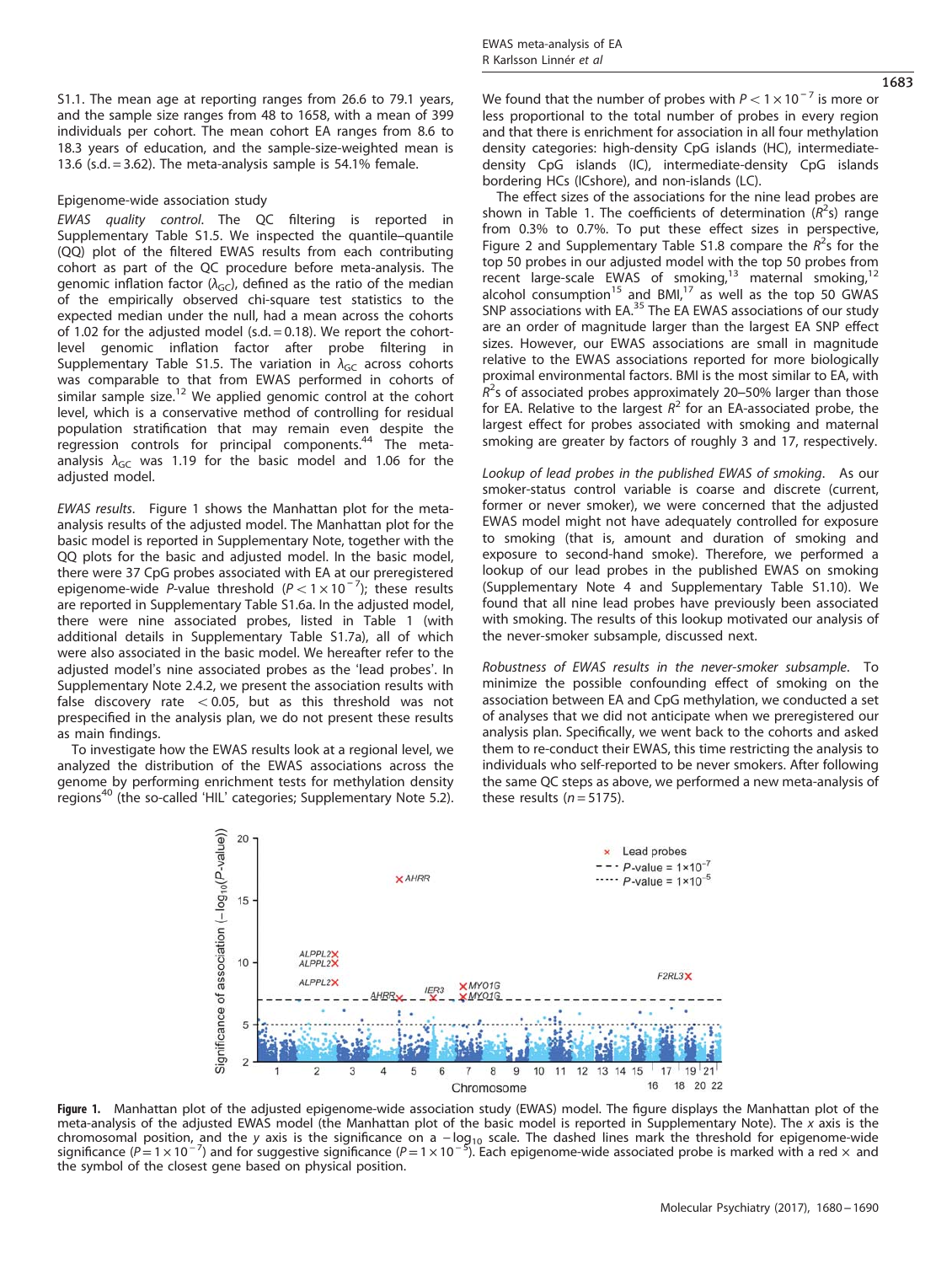S1.1. The mean age at reporting ranges from 26.6 to 79.1 years, and the sample size ranges from 48 to 1658, with a mean of 399 individuals per cohort. The mean cohort EA ranges from 8.6 to 18.3 years of education, and the sample-size-weighted mean is 13.6 (s.d. = 3.62). The meta-analysis sample is 54.1% female.

### Epigenome-wide association study

*EWAS quality control.* The QC filtering is reported in Supplementary Table S1.5. We inspected the quantile–quantile (QQ) plot of the filtered EWAS results from each contributing cohort as part of the QC procedure before meta-analysis. The genomic inflation factor ($\lambda_{GC}$), defined as the ratio of the median of the empirically observed chi-square test statistics to the expected median under the null, had a mean across the cohorts of 1.02 for the adjusted model (s.d. = 0.18). We report the cohort-level genomic inflation factor after probe filtering in Supplementary Table S1.5. The variation in $\lambda_{GC}$ across cohorts was comparable to that from EWAS performed in cohorts of similar sample size.[12] We applied genomic control at the cohort level, which is a conservative method of controlling for residual population stratification that may remain even despite the regression controls for principal components.[44] The meta-analysis $\lambda_{GC}$ was 1.19 for the basic model and 1.06 for the adjusted model.

*EWAS results.* Figure 1 shows the Manhattan plot for the meta-analysis results of the adjusted model. The Manhattan plot for the basic model is reported in Supplementary Note, together with the QQ plots for the basic and adjusted model. In the basic model, there were 37 CpG probes associated with EA at our preregistered epigenome-wide *P*-value threshold ($P < 1 \times 10^{-7}$); these results are reported in Supplementary Table S1.6a. In the adjusted model, there were nine associated probes, listed in Table 1 (with additional details in Supplementary Table S1.7a), all of which were also associated in the basic model. We hereafter refer to the adjusted model's nine associated probes as the 'lead probes'. In Supplementary Note 2.4.2, we present the association results with false discovery rate < 0.05, but as this threshold was not prespecified in the analysis plan, we do not present these results as main findings.

To investigate how the EWAS results look at a regional level, we analyzed the distribution of the EWAS associations across the genome by performing enrichment tests for methylation density regions[40] (the so-called 'HIL' categories; Supplementary Note 5.2). We found that the number of probes with $P < 1 \times 10^{-7}$ is more or less proportional to the total number of probes in every region and that there is enrichment for association in all four methylation density categories: high-density CpG islands (HC), intermediate-density CpG islands (IC), intermediate-density CpG islands bordering HCs (ICshore), and non-islands (LC).

The effect sizes of the associations for the nine lead probes are shown in Table 1. The coefficients of determination ($R^2$s) range from 0.3% to 0.7%. To put these effect sizes in perspective, Figure 2 and Supplementary Table S1.8 compare the $R^2$s for the top 50 probes in our adjusted model with the top 50 probes from recent large-scale EWAS of smoking,[13] maternal smoking,[12] alcohol consumption[15] and BMI,[17] as well as the top 50 GWAS SNP associations with EA.[35] The EA EWAS associations of our study are an order of magnitude larger than the largest EA SNP effect sizes. However, our EWAS associations are small in magnitude relative to the EWAS associations reported for more biologically proximal environmental factors. BMI is the most similar to EA, with $R^2$s of associated probes approximately 20–50% larger than those for EA. Relative to the largest $R^2$ for an EA-associated probe, the largest effect for probes associated with smoking and maternal smoking are greater by factors of roughly 3 and 17, respectively.

*Lookup of lead probes in the published EWAS of smoking.* As our smoker-status control variable is coarse and discrete (current, former or never smoker), we were concerned that the adjusted EWAS model might not have adequately controlled for exposure to smoking (that is, amount and duration of smoking and exposure to second-hand smoke). Therefore, we performed a lookup of our lead probes in the published EWAS on smoking (Supplementary Note 4 and Supplementary Table S1.10). We found that all nine lead probes have previously been associated with smoking. The results of this lookup motivated our analysis of the never-smoker subsample, discussed next.

*Robustness of EWAS results in the never-smoker subsample.* To minimize the possible confounding effect of smoking on the association between EA and CpG methylation, we conducted a set of analyses that we did not anticipate when we preregistered our analysis plan. Specifically, we went back to the cohorts and asked them to re-conduct their EWAS, this time restricting the analysis to individuals who self-reported to be never smokers. After following the same QC steps as above, we performed a new meta-analysis of these results ($n = 5175$).

**Figure 1.** Manhattan plot of the adjusted epigenome-wide association study (EWAS) model. The figure displays the Manhattan plot of the meta-analysis of the adjusted EWAS model (the Manhattan plot of the basic model is reported in Supplementary Note). The *x* axis is the chromosomal position, and the *y* axis is the significance of association on a $-\log_{10}$ scale. The dashed lines mark the threshold for epigenome-wide significance ($P = 1 \times 10^{-7}$) and for suggestive significance ($P = 1 \times 10^{-5}$). Each epigenome-wide associated probe is marked with a red × and the symbol of the closest gene based on physical position.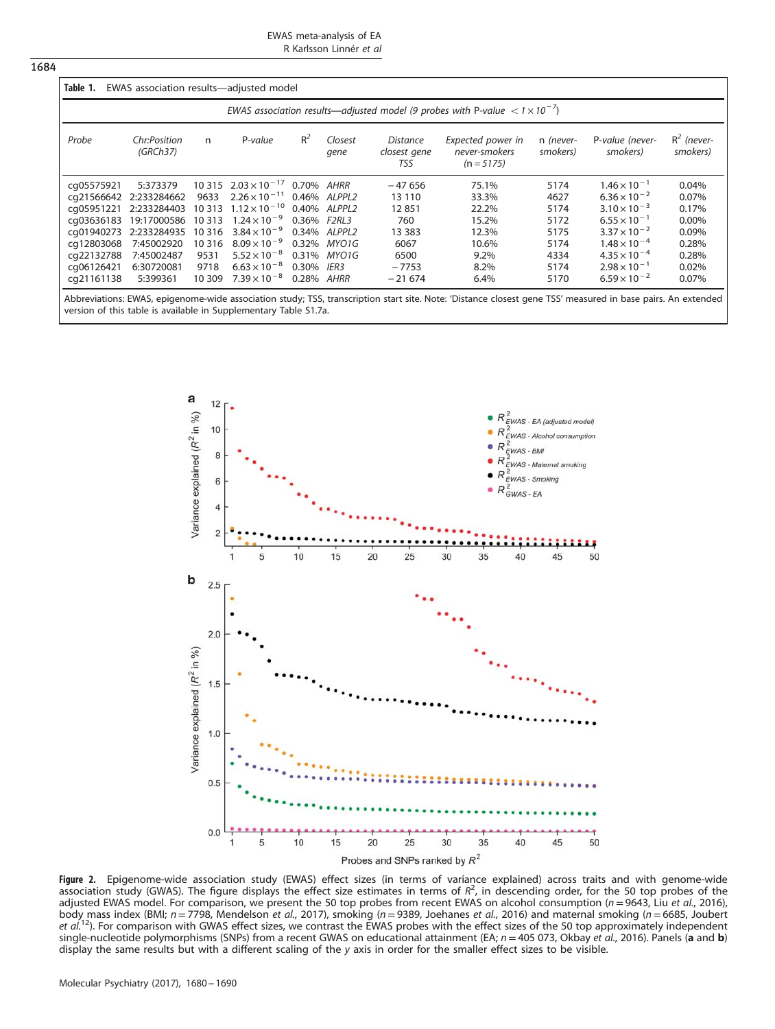**Table 1.** EWAS association results—adjusted model

| EWAS association results—adjusted model (9 probes with P-value $< 1 \times 10^{-7}$) | | | | | | | | | | |
|---|---|---|---|---|---|---|---|---|---|---|
| Probe | Chr:Position (GRCh37) | n | P-value | $R^2$ | Closest gene | Distance closest gene TSS | Expected power in never-smokers (n = 5175) | n (never-smokers) | P-value (never-smokers) | $R^2$ (never-smokers) |
| cg05575921 | 5:373379 | 10 315 | $2.03 \times 10^{-17}$ | 0.70% | *AHRR* | −47 656 | 75.1% | 5174 | $1.46 \times 10^{-1}$ | 0.04% |
| cg21566642 | 2:233284662 | 9633 | $2.26 \times 10^{-11}$ | 0.46% | *ALPPL2* | 13 110 | 33.3% | 4627 | $6.36 \times 10^{-2}$ | 0.07% |
| cg05951221 | 2:233284403 | 10 313 | $1.12 \times 10^{-10}$ | 0.40% | *ALPPL2* | 12 851 | 22.2% | 5174 | $3.10 \times 10^{-3}$ | 0.17% |
| cg03636183 | 19:17000586 | 10 313 | $1.24 \times 10^{-9}$ | 0.36% | *F2RL3* | 760 | 15.2% | 5172 | $6.55 \times 10^{-1}$ | 0.00% |
| cg01940273 | 2:233284935 | 10 316 | $3.84 \times 10^{-9}$ | 0.34% | *ALPPL2* | 13 383 | 12.3% | 5175 | $3.37 \times 10^{-2}$ | 0.09% |
| cg12803068 | 7:45002920 | 10 316 | $8.09 \times 10^{-9}$ | 0.32% | *MYO1G* | 6067 | 10.6% | 5174 | $1.48 \times 10^{-4}$ | 0.28% |
| cg22132788 | 7:45002487 | 9531 | $5.52 \times 10^{-8}$ | 0.31% | *MYO1G* | 6500 | 9.2% | 4334 | $4.35 \times 10^{-4}$ | 0.28% |
| cg06126421 | 6:30720081 | 9718 | $6.63 \times 10^{-8}$ | 0.30% | *IER3* | −7753 | 8.2% | 5174 | $2.98 \times 10^{-1}$ | 0.02% |
| cg21161138 | 5:399361 | 10 309 | $7.39 \times 10^{-8}$ | 0.28% | *AHRR* | −21 674 | 6.4% | 5170 | $6.59 \times 10^{-2}$ | 0.07% |

Abbreviations: EWAS, epigenome-wide association study; TSS, transcription start site. Note: 'Distance closest gene TSS' measured in base pairs. An extended version of this table is available in Supplementary Table S1.7a.

**Figure 2.** Epigenome-wide association study (EWAS) effect sizes (in terms of variance explained) across traits and with genome-wide association study (GWAS). The figure displays the effect size estimates in terms of $R^2$, in descending order, for the 50 top probes of the adjusted EWAS model. For comparison, we present the 50 top probes from recent EWAS on alcohol consumption ($n = 9643$, Liu *et al.*, 2016), body mass index (BMI; $n = 7798$, Mendelson *et al.*, 2017), smoking ($n = 9389$, Joehanes *et al.*, 2016) and maternal smoking ($n = 6685$, Joubert *et al.*[12]). For comparison with GWAS effect sizes, we contrast the EWAS probes with the effect sizes of the 50 top approximately independent single-nucleotide polymorphisms (SNPs) from a recent GWAS on educational attainment (EA; $n = 405\,073$, Okbay *et al.*, 2016). Panels (**a** and **b**) display the same results but with a different scaling of the y axis in order for the smaller effect sizes to be visible.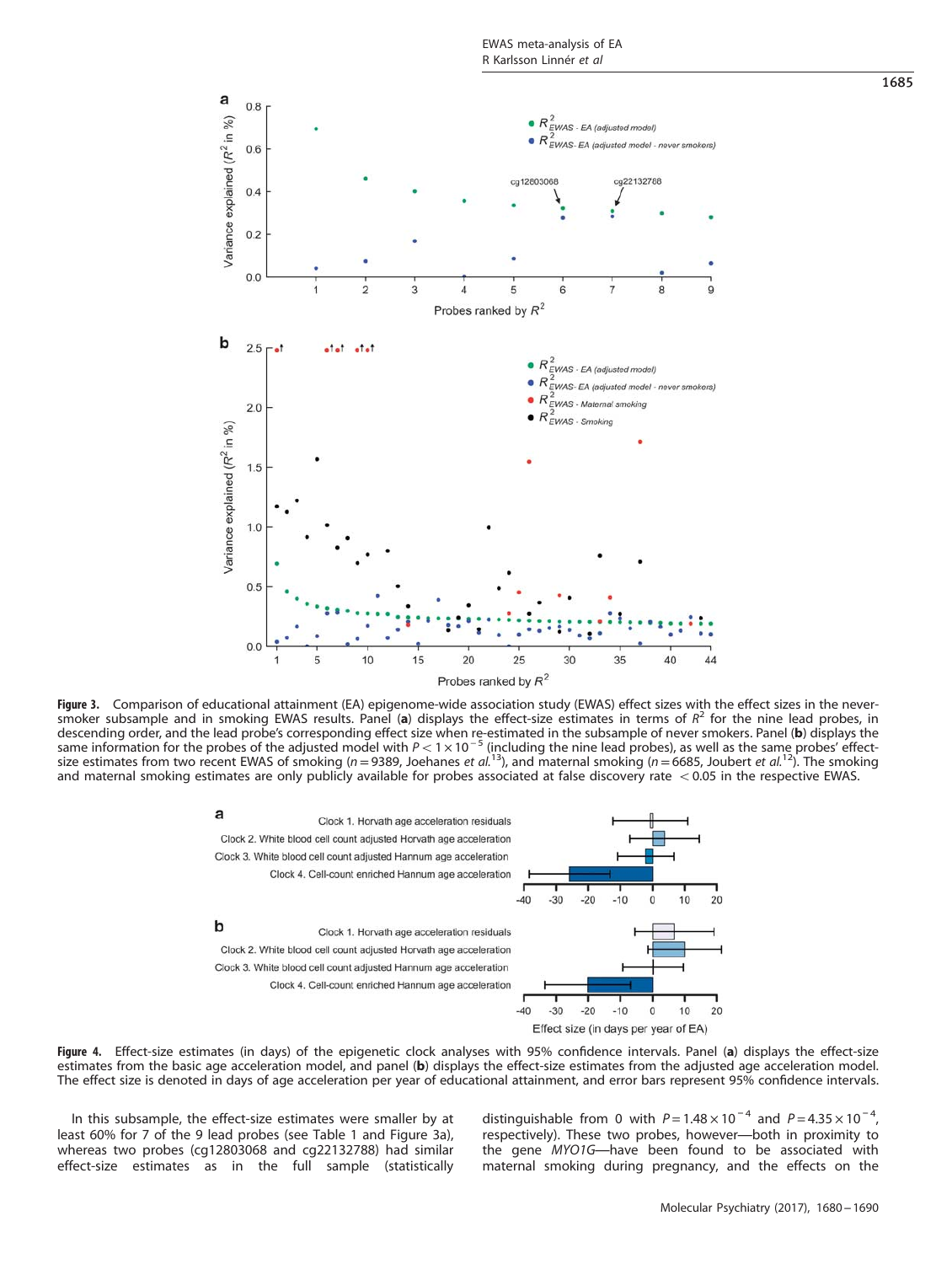**Figure 3.** Comparison of educational attainment (EA) epigenome-wide association study (EWAS) effect sizes with the effect sizes in the never-smoker subsample and in smoking EWAS results. Panel (**a**) displays the effect-size estimates in terms of $R^2$ for the nine lead probes, in descending order, and the lead probe's corresponding effect size when re-estimated in the subsample of never smokers. Panel (**b**) displays the same information for the probes of the adjusted model with $P < 1 \times 10^{-5}$ (including the nine lead probes), as well as the same probes' effect-size estimates from two recent EWAS of smoking ($n = 9389$, Joehanes *et al.*[13]), and maternal smoking ($n = 6685$, Joubert *et al.*[12]). The smoking and maternal smoking estimates are only publicly available for probes associated at false discovery rate $< 0.05$ in the respective EWAS.

**Figure 4.** Effect-size estimates (in days) of the epigenetic clock analyses with 95% confidence intervals. Panel (**a**) displays the effect-size estimates from the basic age acceleration model, and panel (**b**) displays the effect-size estimates from the adjusted age acceleration model. The effect size is denoted in days of age acceleration per year of educational attainment, and error bars represent 95% confidence intervals.

In this subsample, the effect-size estimates were smaller by at least 60% for 7 of the 9 lead probes (see Table 1 and Figure 3a), whereas two probes (cg12803068 and cg22132788) had similar effect-size estimates as in the full sample (statistically distinguishable from 0 with $P = 1.48 \times 10^{-4}$ and $P = 4.35 \times 10^{-4}$, respectively). These two probes, however—both in proximity to the gene *MYO1G*—have been found to be associated with maternal smoking during pregnancy, and the effects on the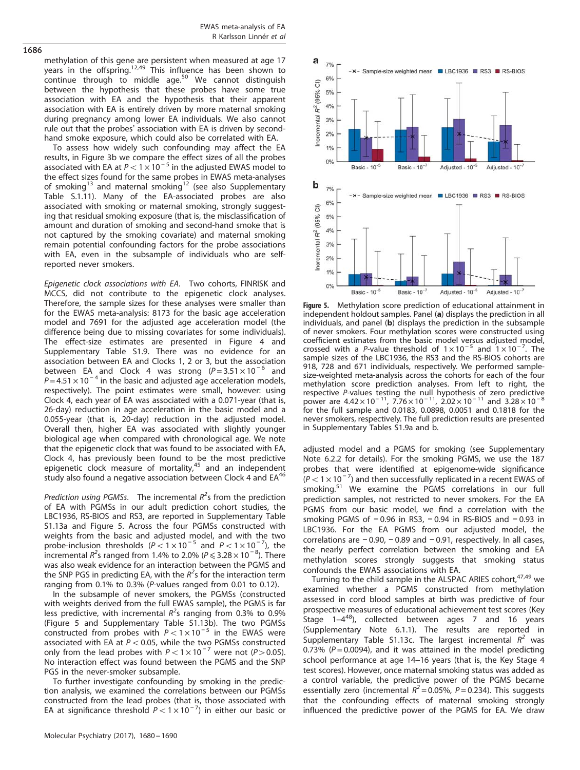methylation of this gene are persistent when measured at age 17 years in the offspring.[12,49] This influence has been shown to continue through to middle age.[50] We cannot distinguish between the hypothesis that these probes have some true association with EA and the hypothesis that their apparent association with EA is entirely driven by more maternal smoking during pregnancy among lower EA individuals. We also cannot rule out that the probes' association with EA is driven by second-hand smoke exposure, which could also be correlated with EA.

To assess how widely such confounding may affect the EA results, in Figure 3b we compare the effect sizes of all the probes associated with EA at $P < 1 \times 10^{-5}$ in the adjusted EWAS model to the effect sizes found for the same probes in EWAS meta-analyses of smoking[13] and maternal smoking[12] (see also Supplementary Table S.1.11). Many of the EA-associated probes are also associated with smoking or maternal smoking, strongly suggesting that residual smoking exposure (that is, the misclassification of amount and duration of smoking and second-hand smoke that is not captured by the smoking covariate) and maternal smoking remain potential confounding factors for the probe associations with EA, even in the subsample of individuals who are self-reported never smokers.

*Epigenetic clock associations with EA.* Two cohorts, FINRISK and MCCS, did not contribute to the epigenetic clock analyses. Therefore, the sample sizes for these analyses were smaller than for the EWAS meta-analysis: 8173 for the basic age acceleration model and 7691 for the adjusted age acceleration model (the difference being due to missing covariates for some individuals). The effect-size estimates are presented in Figure 4 and Supplementary Table S1.9. There was no evidence for an association between EA and Clocks 1, 2 or 3, but the association between EA and Clock 4 was strong ($P = 3.51 \times 10^{-6}$ and $P = 4.51 \times 10^{-4}$ in the basic and adjusted age acceleration models, respectively). The point estimates were small, however: using Clock 4, each year of EA was associated with a 0.071-year (that is, 26-day) reduction in age acceleration in the basic model and a 0.055-year (that is, 20-day) reduction in the adjusted model. Overall then, higher EA was associated with slightly younger biological age when compared with chronological age. We note that the epigenetic clock that was found to be associated with EA, Clock 4, has previously been found to be the most predictive epigenetic clock measure of mortality,[45] and an independent study also found a negative association between Clock 4 and EA[46]

*Prediction using PGMSs.* The incremental $R^2$s from the prediction of EA with PGMSs in our adult prediction cohort studies, the LBC1936, RS-BIOS and RS3, are reported in Supplementary Table S1.13a and Figure 5. Across the four PGMSs constructed with weights from the basic and adjusted model, and with the two probe-inclusion thresholds ($P < 1 \times 10^{-5}$ and $P < 1 \times 10^{-7}$), the incremental $R^2$s ranged from 1.4% to 2.0% ($P \leqslant 3.28 \times 10^{-8}$). There was also weak evidence for an interaction between the PGMS and the SNP PGS in predicting EA, with the $R^2$s for the interaction term ranging from 0.1% to 0.3% (P-values ranged from 0.01 to 0.12).

In the subsample of never smokers, the PGMSs (constructed with weights derived from the full EWAS sample), the PGMS is far less predictive, with incremental $R^2$s ranging from 0.3% to 0.9% (Figure 5 and Supplementary Table S1.13b). The two PGMSs constructed from probes with $P < 1 \times 10^{-5}$ in the EWAS were associated with EA at $P < 0.05$, while the two PGMSs constructed only from the lead probes with $P < 1 \times 10^{-7}$ were not ($P > 0.05$). No interaction effect was found between the PGMS and the SNP PGS in the never-smoker subsample.

To further investigate confounding by smoking in the prediction analysis, we examined the correlations between our PGMSs constructed from the lead probes (that is, those associated with EA at significance threshold $P < 1 \times 10^{-7}$) in either our basic or adjusted model and a PGMS for smoking (see Supplementary Note 6.2.2 for details). For the smoking PGMS, we use the 187 probes that were identified at epigenome-wide significance ($P < 1 \times 10^{-7}$) and then successfully replicated in a recent EWAS of smoking.[51] We examine the PGMS correlations in our full prediction samples, not restricted to never smokers. For the EA PGMS from our basic model, we find a correlation with the smoking PGMS of −0.96 in RS3, −0.94 in RS-BIOS and −0.93 in LBC1936. For the EA PGMS from our adjusted model, the correlations are −0.90, −0.89 and −0.91, respectively. In all cases, the nearly perfect correlation between the smoking and EA methylation scores strongly suggests that smoking status confounds the EWAS associations with EA.

Turning to the child sample in the ALSPAC ARIES cohort,[47,49] we examined whether a PGMS constructed from methylation assessed in cord blood samples at birth was predictive of four prospective measures of educational achievement test scores (Key Stage 1–4[48]), collected between ages 7 and 16 years (Supplementary Note 6.1.1). The results are reported in Supplementary Table S1.13c. The largest incremental $R^2$ was 0.73% ($P = 0.0094$), and it was attained in the model predicting school performance at age 14–16 years (that is, the Key Stage 4 test scores). However, once maternal smoking status was added as a control variable, the predictive power of the PGMS became essentially zero (incremental $R^2 = 0.05\%$, $P = 0.234$). This suggests that the confounding effects of maternal smoking strongly influenced the predictive power of the PGMS for EA. We draw

**Figure 5.** Methylation score prediction of educational attainment in independent holdout samples. Panel (**a**) displays the prediction in all individuals, and panel (**b**) displays the prediction in the subsample of never smokers. Four methylation scores were constructed using coefficient estimates from the basic model versus adjusted model, crossed with a P-value threshold of $1 \times 10^{-5}$ and $1 \times 10^{-7}$. The sample sizes of the LBC1936, the RS3 and the RS-BIOS cohorts are 918, 728 and 671 individuals, respectively. We performed sample-size-weighted meta-analysis across the cohorts for each of the four methylation score prediction analyses. From left to right, the respective P-values testing the null hypothesis of zero predictive power are $4.42 \times 10^{-11}$, $7.76 \times 10^{-11}$, $2.02 \times 10^{-11}$ and $3.28 \times 10^{-8}$ for the full sample and 0.0183, 0.0898, 0.0051 and 0.1818 for the never smokers, respectively. The full prediction results are presented in Supplementary Tables S1.9a and b.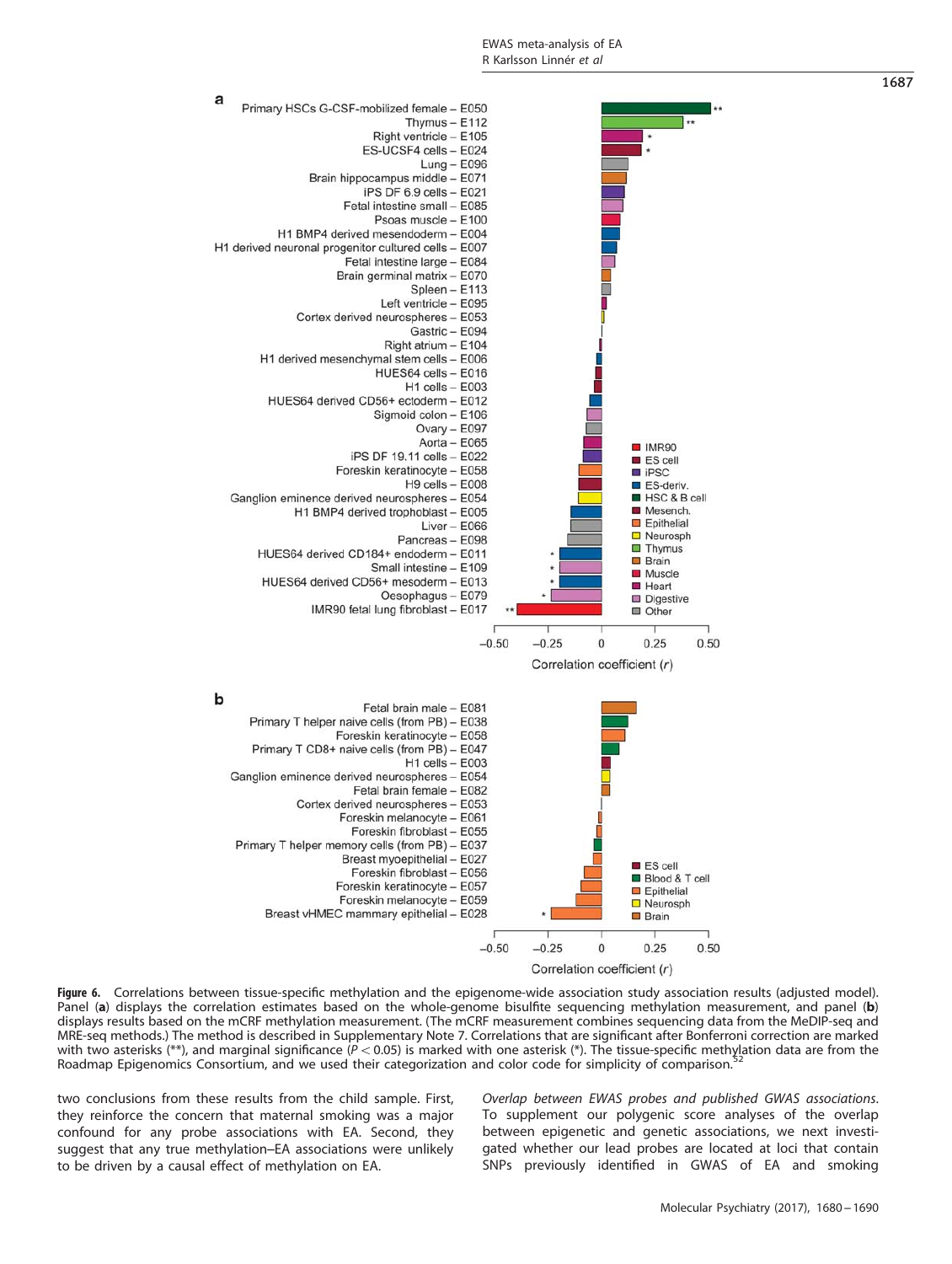Figure 6. Correlations between tissue-specific methylation and the epigenome-wide association study association results (adjusted model). Panel (**a**) displays the correlation estimates based on the whole-genome bisulfite sequencing methylation measurement, and panel (**b**) displays results based on the mCRF methylation measurement. (The mCRF measurement combines sequencing data from the MeDIP-seq and MRE-seq methods.) The method is described in Supplementary Note 7. Correlations that are significant after Bonferroni correction are marked with two asterisks (**), and marginal significance ($P < 0.05$) is marked with one asterisk (*). The tissue-specific methylation data are from the Roadmap Epigenomics Consortium, and we used their categorization and color code for simplicity of comparison.[52]

two conclusions from these results from the child sample. First, they reinforce the concern that maternal smoking was a major confound for any probe associations with EA. Second, they suggest that any true methylation–EA associations were unlikely to be driven by a causal effect of methylation on EA.

*Overlap between EWAS probes and published GWAS associations.* To supplement our polygenic score analyses of the overlap between epigenetic and genetic associations, we next investigated whether our lead probes are located at loci that contain SNPs previously identified in GWAS of EA and smoking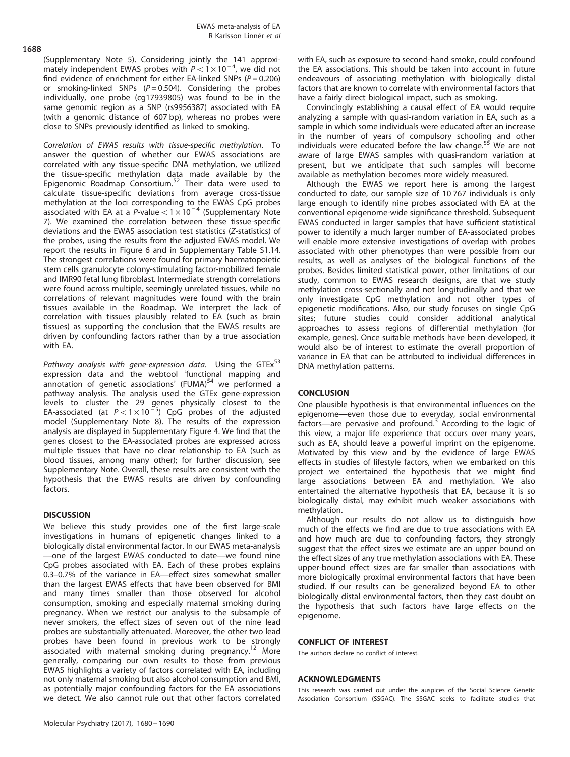(Supplementary Note 5). Considering jointly the 141 approximately independent EWAS probes with $P < 1 \times 10^{-4}$, we did not find evidence of enrichment for either EA-linked SNPs ($P = 0.206$) or smoking-linked SNPs ($P = 0.504$). Considering the probes individually, one probe (cg17939805) was found to be in the same genomic region as a SNP (rs9956387) associated with EA (with a genomic distance of 607 bp), whereas no probes were close to SNPs previously identified as linked to smoking.

*Correlation of EWAS results with tissue-specific methylation.* To answer the question of whether our EWAS associations are correlated with any tissue-specific DNA methylation, we utilized the tissue-specific methylation data made available by the Epigenomic Roadmap Consortium.[52] Their data were used to calculate tissue-specific deviations from average cross-tissue methylation at the loci corresponding to the EWAS CpG probes associated with EA at a $P$-value $< 1 \times 10^{-4}$ (Supplementary Note 7). We examined the correlation between these tissue-specific deviations and the EWAS association test statistics ($Z$-statistics) of the probes, using the results from the adjusted EWAS model. We report the results in Figure 6 and in Supplementary Table S1.14. The strongest correlations were found for primary haematopoietic stem cells granulocyte colony-stimulating factor-mobilized female and IMR90 fetal lung fibroblast. Intermediate strength correlations were found across multiple, seemingly unrelated tissues, while no correlations of relevant magnitudes were found with the brain tissues available in the Roadmap. We interpret the lack of correlation with tissues plausibly related to EA (such as brain tissues) as supporting the conclusion that the EWAS results are driven by confounding factors rather than by a true association with EA.

*Pathway analysis with gene-expression data.* Using the GTEx[53] expression data and the webtool 'functional mapping and annotation of genetic associations' (FUMA)[54] we performed a pathway analysis. The analysis used the GTEx gene-expression levels to cluster the 29 genes physically closest to the EA-associated (at $P < 1 \times 10^{-5}$) CpG probes of the adjusted model (Supplementary Note 8). The results of the expression analysis are displayed in Supplementary Figure 4. We find that the genes closest to the EA-associated probes are expressed across multiple tissues that have no clear relationship to EA (such as blood tissues, among many other); for further discussion, see Supplementary Note. Overall, these results are consistent with the hypothesis that the EWAS results are driven by confounding factors.

## DISCUSSION

We believe this study provides one of the first large-scale investigations in humans of epigenetic changes linked to a biologically distal environmental factor. In our EWAS meta-analysis—one of the largest EWAS conducted to date—we found nine CpG probes associated with EA. Each of these probes explains 0.3–0.7% of the variance in EA—effect sizes somewhat smaller than the largest EWAS effects that have been observed for BMI and many times smaller than those observed for alcohol consumption, smoking and especially maternal smoking during pregnancy. When we restrict our analysis to the subsample of never smokers, the effect sizes of seven out of the nine lead probes are substantially attenuated. Moreover, the other two lead probes have been found in previous work to be strongly associated with maternal smoking during pregnancy.[12] More generally, comparing our own results to those from previous EWAS highlights a variety of factors correlated with EA, including not only maternal smoking but also alcohol consumption and BMI, as potentially major confounding factors for the EA associations we detect. We also cannot rule out that other factors correlated with EA, such as exposure to second-hand smoke, could confound the EA associations. This should be taken into account in future endeavours of associating methylation with biologically distal factors that are known to correlate with environmental factors that have a fairly direct biological impact, such as smoking.

Convincingly establishing a causal effect of EA would require analyzing a sample with quasi-random variation in EA, such as a sample in which some individuals were educated after an increase in the number of years of compulsory schooling and other individuals were educated before the law change.[55] We are not aware of large EWAS samples with quasi-random variation at present, but we anticipate that such samples will become available as methylation becomes more widely measured.

Although the EWAS we report here is among the largest conducted to date, our sample size of 10 767 individuals is only large enough to identify nine probes associated with EA at the conventional epigenome-wide significance threshold. Subsequent EWAS conducted in larger samples that have sufficient statistical power to identify a much larger number of EA-associated probes will enable more extensive investigations of overlap with probes associated with other phenotypes than were possible from our results, as well as analyses of the biological functions of the probes. Besides limited statistical power, other limitations of our study, common to EWAS research designs, are that we study methylation cross-sectionally and not longitudinally and that we only investigate CpG methylation and not other types of epigenetic modifications. Also, our study focuses on single CpG sites; future studies could consider additional analytical approaches to assess regions of differential methylation (for example, genes). Once suitable methods have been developed, it would also be of interest to estimate the overall proportion of variance in EA that can be attributed to individual differences in DNA methylation patterns.

## CONCLUSION

One plausible hypothesis is that environmental influences on the epigenome—even those due to everyday, social environmental factors—are pervasive and profound.[3] According to the logic of this view, a major life experience that occurs over many years, such as EA, should leave a powerful imprint on the epigenome. Motivated by this view and by the evidence of large EWAS effects in studies of lifestyle factors, when we embarked on this project we entertained the hypothesis that we might find large associations between EA and methylation. We also entertained the alternative hypothesis that EA, because it is so biologically distal, may exhibit much weaker associations with methylation.

Although our results do not allow us to distinguish how much of the effects we find are due to true associations with EA and how much are due to confounding factors, they strongly suggest that the effect sizes we estimate are an upper bound on the effect sizes of any true methylation associations with EA. These upper-bound effect sizes are far smaller than associations with more biologically proximal environmental factors that have been studied. If our results can be generalized beyond EA to other biologically distal environmental factors, then they cast doubt on the hypothesis that such factors have large effects on the epigenome.

## CONFLICT OF INTEREST

The authors declare no conflict of interest.

## ACKNOWLEDGMENTS

This research was carried out under the auspices of the Social Science Genetic Association Consortium (SSGAC). The SSGAC seeks to facilitate studies that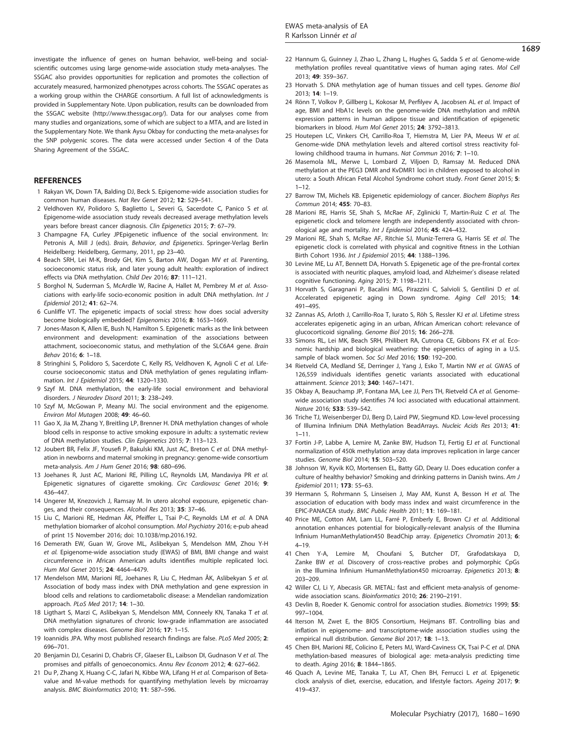investigate the influence of genes on human behavior, well-being and social-scientific outcomes using large genome-wide association study meta-analyses. The SSGAC also provides opportunities for replication and promotes the collection of accurately measured, harmonized phenotypes across cohorts. The SSGAC operates as a working group within the CHARGE consortium. A full list of acknowledgments is provided in Supplementary Note. Upon publication, results can be downloaded from the SSGAC website (http://www.thessgac.org/). Data for our analyses come from many studies and organizations, some of which are subject to a MTA, and are listed in the Supplementary Note. We thank Aysu Okbay for conducting the meta-analyses for the SNP polygenic scores. The data were accessed under Section 4 of the Data Sharing Agreement of the SSGAC.

## REFERENCES

1 Rakyan VK, Down TA, Balding DJ, Beck S. Epigenome-wide association studies for common human diseases. *Nat Rev Genet* 2012; **12**: 529–541.

2 Veldhoven KV, Polidoro S, Baglietto L, Severi G, Sacerdote C, Panico S *et al.* Epigenome-wide association study reveals decreased average methylation levels years before breast cancer diagnosis. *Clin Epigenetics* 2015; **7**: 67–79.

3 Champagne FA, Curley JPEpigenetic influence of the social environment. In: Petronis A, Mill J (eds). *Brain, Behavior, and Epigenetics*. Springer-Verlag Berlin Heidelberg: Heidelberg, Germany, 2011, pp 23–40.

4 Beach SRH, Lei M-K, Brody GH, Kim S, Barton AW, Dogan MV *et al.* Parenting, socioeconomic status risk, and later young adult health: exploration of indirect effects via DNA methylation. *Child Dev* 2016; **87**: 111–121.

5 Borghol N, Suderman S, McArdle W, Racine A, Hallet M, Pembrey M *et al.* Associations with early-life socio-economic position in adult DNA methylation. *Int J Epidemiol* 2012; **41**: 62–74.

6 Cunliffe VT. The epigenetic impacts of social stress: how does social adversity become biologically embedded? *Epigenomics* 2016; **8**: 1653–1669.

7 Jones-Mason K, Allen IE, Bush N, Hamilton S. Epigenetic marks as the link between environment and development: examination of the associations between attachment, socioeconomic status, and methylation of the SLC6A4 gene. *Brain Behav* 2016; **6**: 1–18.

8 Stringhini S, Polidoro S, Sacerdote C, Kelly RS, Veldhoven K, Agnoli C *et al.* Life-course socioeconomic status and DNA methylation of genes regulating inflammation. *Int J Epidemiol* 2015; **44**: 1320–1330.

9 Szyf M. DNA methylation, the early-life social environment and behavioral disorders. *J Neurodev Disord* 2011; **3**: 238–249.

10 Szyf M, McGowan P, Meaney MJ. The social environment and the epigenome. *Environ Mol Mutagen* 2008; **49**: 46–60.

11 Gao X, Jia M, Zhang Y, Breitling LP, Brenner H. DNA methylation changes of whole blood cells in response to active smoking exposure in adults: a systematic review of DNA methylation studies. *Clin Epigenetics* 2015; **7**: 113–123.

12 Joubert BR, Felix JF, Yousefi P, Bakulski KM, Just AC, Breton C *et al.* DNA methylation in newborns and maternal smoking in pregnancy: genome-wide consortium meta-analysis. *Am J Hum Genet* 2016; **98**: 680–696.

13 Joehanes R, Just AC, Marioni RE, Pilling LC, Reynolds LM, Mandaviya PR *et al.* Epigenetic signatures of cigarette smoking. *Circ Cardiovasc Genet* 2016; **9**: 436–447.

14 Ungerer M, Knezovich J, Ramsay M. In utero alcohol exposure, epigenetic changes, and their consequences. *Alcohol Res* 2013; **35**: 37–46.

15 Liu C, Marioni RE, Hedman ÅK, Pfeiffer L, Tsai P-C, Reynolds LM *et al.* A DNA methylation biomarker of alcohol consumption. *Mol Psychiatry* 2016; e-pub ahead of print 15 November 2016; doi: 10.1038/mp.2016.192.

16 Demerath EW, Guan W, Grove ML, Aslibekyan S, Mendelson MM, Zhou Y-H *et al.* Epigenome-wide association study (EWAS) of BMI, BMI change and waist circumference in African American adults identifies multiple replicated loci. *Hum Mol Genet* 2015; **24**: 4464–4479.

17 Mendelson MM, Marioni RE, Joehanes R, Liu C, Hedman ÅK, Aslibekyan S *et al.* Association of body mass index with DNA methylation and gene expression in blood cells and relations to cardiometabolic disease: a Mendelian randomization approach. *PLoS Med* 2017; **14**: 1–30.

18 Ligthart S, Marzi C, Aslibekyan S, Mendelson MM, Conneely KN, Tanaka T *et al.* DNA methylation signatures of chronic low-grade inflammation are associated with complex diseases. *Genome Biol* 2016; **17**: 1–15.

19 Ioannidis JPA. Why most published research findings are false. *PLoS Med* 2005; **2**: 696–701.

20 Benjamin DJ, Cesarini D, Chabris CF, Glaeser EL, Laibson DI, Gudnason V *et al.* The promises and pitfalls of genoeconomics. *Annu Rev Econom* 2012; **4**: 627–662.

21 Du P, Zhang X, Huang C-C, Jafari N, Kibbe WA, Lifang H *et al.* Comparison of Beta-value and M-value methods for quantifying methylation levels by microarray analysis. *BMC Bioinformatics* 2010; **11**: 587–596.

22 Hannum G, Guinney J, Zhao L, Zhang L, Hughes G, Sadda S *et al.* Genome-wide methylation profiles reveal quantitative views of human aging rates. *Mol Cell* 2013; **49**: 359–367.

23 Horvath S. DNA methylation age of human tissues and cell types. *Genome Biol* 2013; **14**: 1–19.

24 Rönn T, Volkov P, Gillberg L, Kokosar M, Perfilyev A, Jacobsen AL *et al.* Impact of age, BMI and HbA1c levels on the genome-wide DNA methylation and mRNA expression patterns in human adipose tissue and identification of epigenetic biomarkers in blood. *Hum Mol Genet* 2015; **24**: 3792–3813.

25 Houtepen LC, Vinkers CH, Carrillo-Roa T, Hiemstra M, Lier PA, Meeus W *et al.* Genome-wide DNA methylation levels and altered cortisol stress reactivity following childhood trauma in humans. *Nat Commun* 2016; **7**: 1–10.

26 Masemola ML, Merwe L, Lombard Z, Viljoen D, Ramsay M. Reduced DNA methylation at the PEG3 DMR and KvDMR1 loci in children exposed to alcohol in utero: a South African Fetal Alcohol Syndrome cohort study. *Front Genet* 2015; **5**: 1–12.

27 Barrow TM, Michels KB. Epigenetic epidemiology of cancer. *Biochem Biophys Res Commun* 2014; **455**: 70–83.

28 Marioni RE, Harris SE, Shah S, McRae AF, Zglinicki T, Martin-Ruiz C *et al.* The epigenetic clock and telomere length are independently associated with chronological age and mortality. *Int J Epidemiol* 2016; **45**: 424–432.

29 Marioni RE, Shah S, McRae AF, Ritchie SJ, Muniz-Terrera G, Harris SE *et al.* The epigenetic clock is correlated with physical and cognitive fitness in the Lothian Birth Cohort 1936. *Int J Epidemiol* 2015; **44**: 1388–1396.

30 Levine ME, Lu AT, Bennett DA, Horvath S. Epigenetic age of the pre-frontal cortex is associated with neuritic plaques, amyloid load, and Alzheimer's disease related cognitive functioning. *Aging* 2015; **7**: 1198–1211.

31 Horvath S, Garagnani P, Bacalini MG, Pirazzini C, Salvioli S, Gentilini D *et al.* Accelerated epigenetic aging in Down syndrome. *Aging Cell* 2015; **14**: 491–495.

32 Zannas AS, Arloth J, Carrillo-Roa T, Iurato S, Röh S, Ressler KJ *et al.* Lifetime stress accelerates epigenetic aging in an urban, African American cohort: relevance of glucocorticoid signaling. *Genome Biol* 2015; **16**: 266–278.

33 Simons RL, Lei MK, Beach SRH, Philibert RA, Cutrona CE, Gibbons FX *et al.* Economic hardship and biological weathering: the epigenetics of aging in a U.S. sample of black women. *Soc Sci Med* 2016; **150**: 192–200.

34 Rietveld CA, Medland SE, Derringer J, Yang J, Esko T, Martin NW *et al.* GWAS of 126,559 individuals identifies genetic variants associated with educational attainment. *Science* 2013; **340**: 1467–1471.

35 Okbay A, Beauchamp JP, Fontana MA, Lee JJ, Pers TH, Rietveld CA *et al.* Genome-wide association study identifies 74 loci associated with educational attainment. *Nature* 2016; **533**: 539–542.

36 Triche TJ, Weisenberger DJ, Berg D, Laird PW, Siegmund KD. Low-level processing of Illumina Infinium DNA Methylation BeadArrays. *Nucleic Acids Res* 2013; **41**: 1–11.

37 Fortin J-P, Labbe A, Lemire M, Zanke BW, Hudson TJ, Fertig EJ *et al.* Functional normalization of 450k methylation array data improves replication in large cancer studies. *Genome Biol* 2014; **15**: 503–520.

38 Johnson W, Kyvik KO, Mortensen EL, Batty GD, Deary IJ. Does education confer a culture of healthy behavior? Smoking and drinking patterns in Danish twins. *Am J Epidemiol* 2011; **173**: 55–63.

39 Hermann S, Rohrmann S, Linseisen J, May AM, Kunst A, Besson H *et al.* The association of education with body mass index and waist circumference in the EPIC-PANACEA study. *BMC Public Health* 2011; **11**: 169–181.

40 Price ME, Cotton AM, Lam LL, Farré P, Emberly E, Brown CJ *et al.* Additional annotation enhances potential for biologically-relevant analysis of the Illumina Infinium HumanMethylation450 BeadChip array. *Epigenetics Chromatin* 2013; **6**: 4–19.

41 Chen Y-A, Lemire M, Choufani S, Butcher DT, Grafodatskaya D, Zanke BW *et al.* Discovery of cross-reactive probes and polymorphic CpGs in the Illumina Infinium HumanMethylation450 microarray. *Epigenetics* 2013; **8**: 203–209.

42 Willer CJ, Li Y, Abecasis GR. METAL: fast and efficient meta-analysis of genome-wide association scans. *Bioinformatics* 2010; **26**: 2190–2191.

43 Devlin B, Roeder K. Genomic control for association studies. *Biometrics* 1999; **55**: 997–1004.

44 Iterson M, Zwet E, the BIOS Consortium, Heijmans BT. Controlling bias and inflation in epigenome- and transcriptome-wide association studies using the empirical null distribution. *Genome Biol* 2017; **18**: 1–13.

45 Chen BH, Marioni RE, Colicino E, Peters MJ, Ward-Caviness CK, Tsai P-C *et al.* DNA methylation-based measures of biological age: meta-analysis predicting time to death. *Aging* 2016; **8**: 1844–1865.

46 Quach A, Levine ME, Tanaka T, Lu AT, Chen BH, Ferrucci L *et al.* Epigenetic clock analysis of diet, exercise, education, and lifestyle factors. *Ageing* 2017; **9**: 419–437.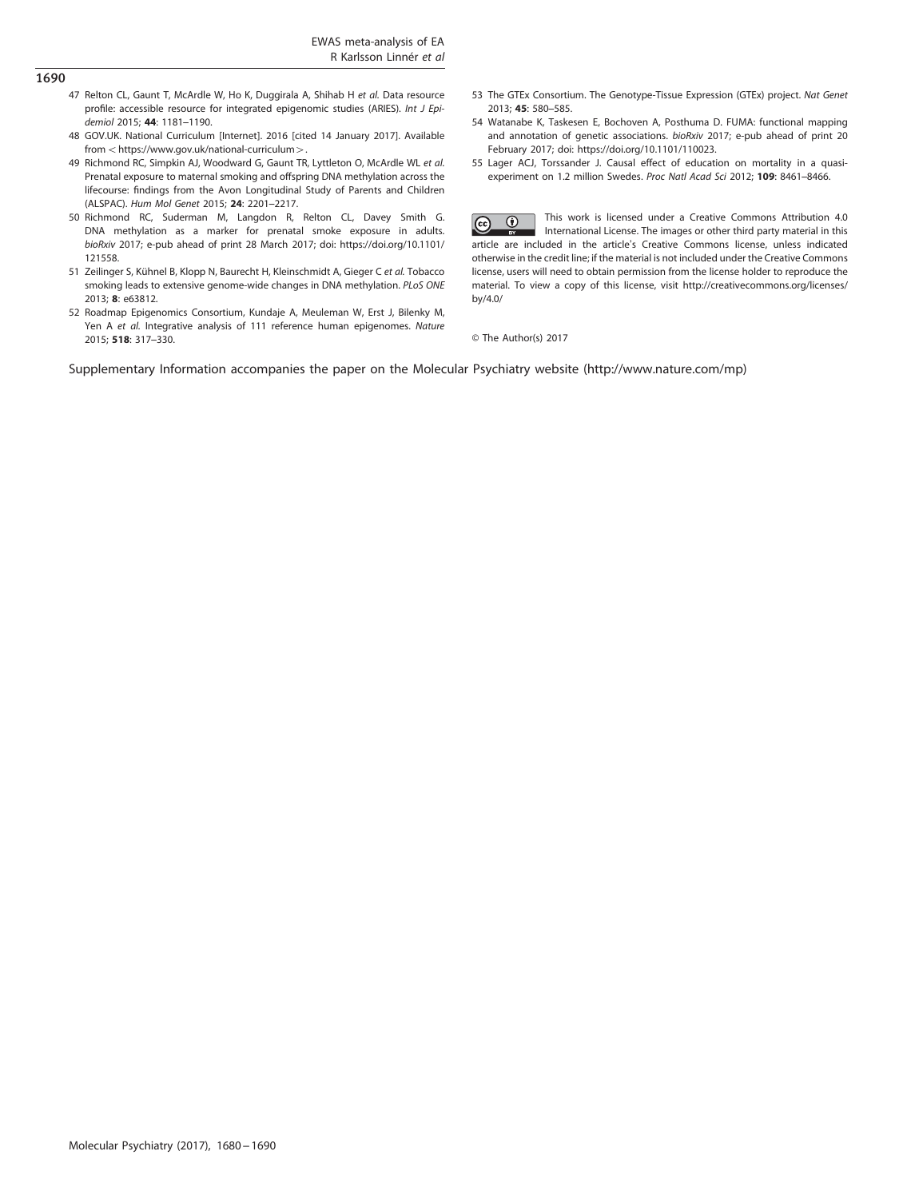47 Relton CL, Gaunt T, McArdle W, Ho K, Duggirala A, Shihab H *et al.* Data resource profile: accessible resource for integrated epigenomic studies (ARIES). *Int J Epidemiol* 2015; **44**: 1181–1190.

48 GOV.UK. National Curriculum [Internet]. 2016 [cited 14 January 2017]. Available from < https://www.gov.uk/national-curriculum > .

49 Richmond RC, Simpkin AJ, Woodward G, Gaunt TR, Lyttleton O, McArdle WL *et al.* Prenatal exposure to maternal smoking and offspring DNA methylation across the lifecourse: findings from the Avon Longitudinal Study of Parents and Children (ALSPAC). *Hum Mol Genet* 2015; **24**: 2201–2217.

50 Richmond RC, Suderman M, Langdon R, Relton CL, Davey Smith G. DNA methylation as a marker for prenatal smoke exposure in adults. *bioRxiv* 2017; e-pub ahead of print 28 March 2017; doi: https://doi.org/10.1101/121558.

51 Zeilinger S, Kühnel B, Klopp N, Baurecht H, Kleinschmidt A, Gieger C *et al.* Tobacco smoking leads to extensive genome-wide changes in DNA methylation. *PLoS ONE* 2013; **8**: e63812.

52 Roadmap Epigenomics Consortium, Kundaje A, Meuleman W, Erst J, Bilenky M, Yen A *et al.* Integrative analysis of 111 reference human epigenomes. *Nature* 2015; **518**: 317–330.

53 The GTEx Consortium. The Genotype-Tissue Expression (GTEx) project. *Nat Genet* 2013; **45**: 580–585.

54 Watanabe K, Taskesen E, Bochoven A, Posthuma D. FUMA: functional mapping and annotation of genetic associations. *bioRxiv* 2017; e-pub ahead of print 20 February 2017; doi: https://doi.org/10.1101/110023.

55 Lager ACJ, Torssander J. Causal effect of education on mortality in a quasi-experiment on 1.2 million Swedes. *Proc Natl Acad Sci* 2012; **109**: 8461–8466.

This work is licensed under a Creative Commons Attribution 4.0 International License. The images or other third party material in this article are included in the article's Creative Commons license, unless indicated otherwise in the credit line; if the material is not included under the Creative Commons license, users will need to obtain permission from the license holder to reproduce the material. To view a copy of this license, visit http://creativecommons.org/licenses/by/4.0/

© The Author(s) 2017

Supplementary Information accompanies the paper on the Molecular Psychiatry website (http://www.nature.com/mp)